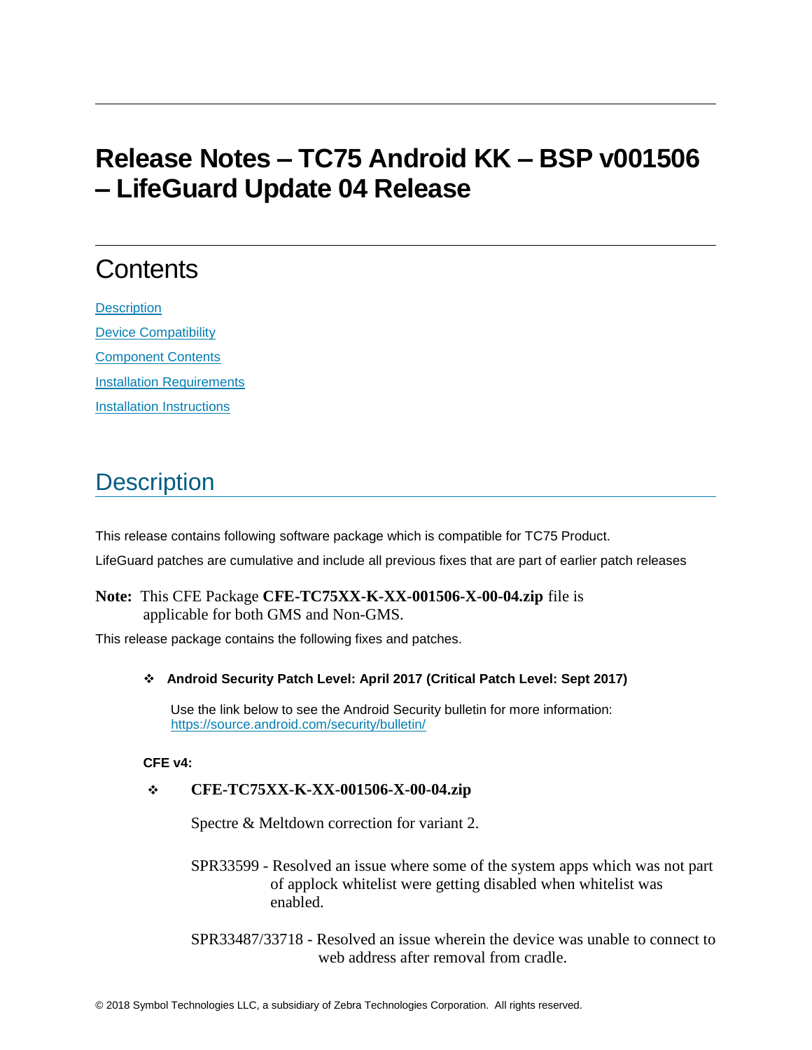# Release Notes – TC75 Android KK – BSP v001506 – LifeGuard Update 04 Release

## Contents

[Description](#description)

[Device Compatibility](#device-compatibility)

[Component Contents](#component-contents)

[Installation Requirements](#installation-requirements)

[Installation Instructions](#installation-instructions)

## Description

This release contains following software package which is compatible for TC75 Product.

LifeGuard patches are cumulative and include all previous fixes that are part of earlier patch releases

**Note:** This CFE Package **CFE-TC75XX-K-XX-001506-X-00-04.zip** file is applicable for both GMS and Non-GMS.

This release package contains the following fixes and patches.

- **Android Security Patch Level: April 2017 (Critical Patch Level: Sept 2017)**

  Use the link below to see the Android Security bulletin for more information: [https://source.android.com/security/bulletin/](https://source.android.com/security/bulletin/)

**CFE v4:**

- **CFE-TC75XX-K-XX-001506-X-00-04.zip**

  Spectre & Meltdown correction for variant 2.

  SPR33599 - Resolved an issue where some of the system apps which was not part of applock whitelist were getting disabled when whitelist was enabled.

  SPR33487/33718 - Resolved an issue wherein the device was unable to connect to web address after removal from cradle.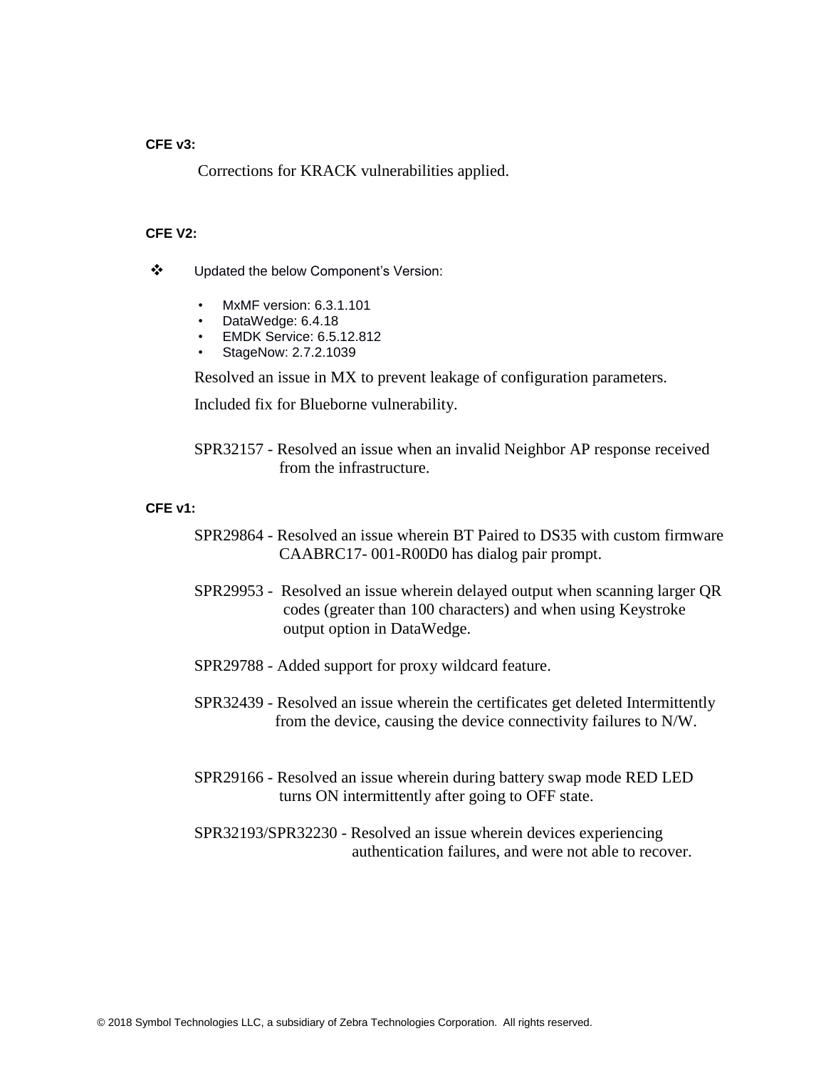**CFE v3:**

Corrections for KRACK vulnerabilities applied.

**CFE V2:**

- Updated the below Component's Version:
  - MxMF version: 6.3.1.101
  - DataWedge: 6.4.18
  - EMDK Service: 6.5.12.812
  - StageNow: 2.7.2.1039

Resolved an issue in MX to prevent leakage of configuration parameters.

Included fix for Blueborne vulnerability.

SPR32157 - Resolved an issue when an invalid Neighbor AP response received from the infrastructure.

**CFE v1:**

SPR29864 - Resolved an issue wherein BT Paired to DS35 with custom firmware CAABRC17- 001-R00D0 has dialog pair prompt.

SPR29953 - Resolved an issue wherein delayed output when scanning larger QR codes (greater than 100 characters) and when using Keystroke output option in DataWedge.

SPR29788 - Added support for proxy wildcard feature.

SPR32439 - Resolved an issue wherein the certificates get deleted Intermittently from the device, causing the device connectivity failures to N/W.

SPR29166 - Resolved an issue wherein during battery swap mode RED LED turns ON intermittently after going to OFF state.

SPR32193/SPR32230 - Resolved an issue wherein devices experiencing authentication failures, and were not able to recover.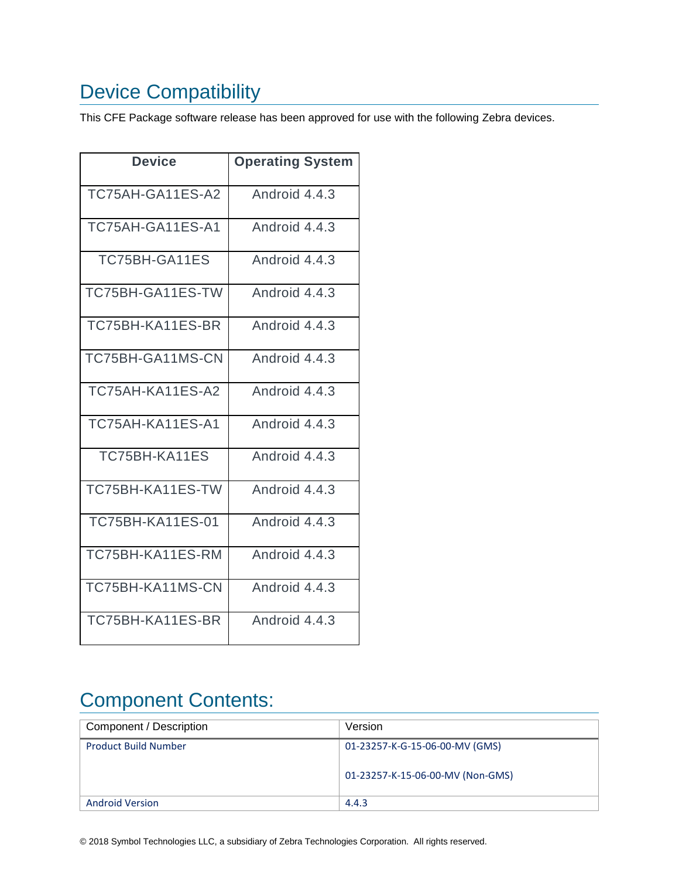## Device Compatibility

This CFE Package software release has been approved for use with the following Zebra devices.

| Device | Operating System |
|---|---|
| TC75AH-GA11ES-A2 | Android 4.4.3 |
| TC75AH-GA11ES-A1 | Android 4.4.3 |
| TC75BH-GA11ES | Android 4.4.3 |
| TC75BH-GA11ES-TW | Android 4.4.3 |
| TC75BH-KA11ES-BR | Android 4.4.3 |
| TC75BH-GA11MS-CN | Android 4.4.3 |
| TC75AH-KA11ES-A2 | Android 4.4.3 |
| TC75AH-KA11ES-A1 | Android 4.4.3 |
| TC75BH-KA11ES | Android 4.4.3 |
| TC75BH-KA11ES-TW | Android 4.4.3 |
| TC75BH-KA11ES-01 | Android 4.4.3 |
| TC75BH-KA11ES-RM | Android 4.4.3 |
| TC75BH-KA11MS-CN | Android 4.4.3 |
| TC75BH-KA11ES-BR | Android 4.4.3 |

## Component Contents:

| Component / Description | Version |
|---|---|
| Product Build Number | 01-23257-K-G-15-06-00-MV (GMS)<br><br>01-23257-K-15-06-00-MV (Non-GMS) |
| Android Version | 4.4.3 |

© 2018 Symbol Technologies LLC, a subsidiary of Zebra Technologies Corporation. All rights reserved.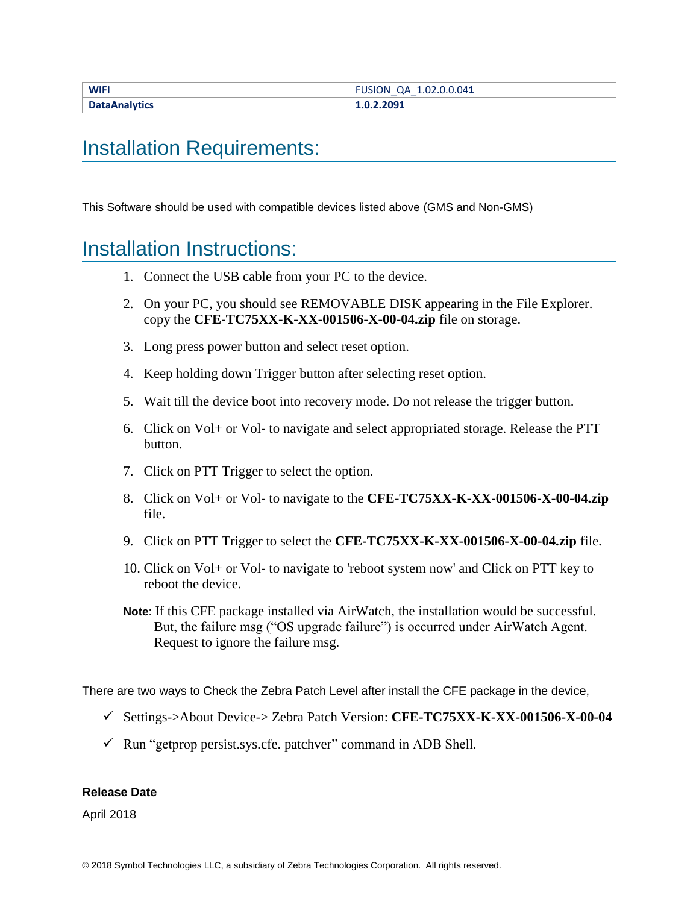| | |
|---|---|
| **WIFI** | FUSION_QA_1.02.0.0.04**1** |
| **DataAnalytics** | **1.0.2.2091** |

## Installation Requirements:

This Software should be used with compatible devices listed above (GMS and Non-GMS)

## Installation Instructions:

1. Connect the USB cable from your PC to the device.
2. On your PC, you should see REMOVABLE DISK appearing in the File Explorer. copy the **CFE-TC75XX-K-XX-001506-X-00-04.zip** file on storage.
3. Long press power button and select reset option.
4. Keep holding down Trigger button after selecting reset option.
5. Wait till the device boot into recovery mode. Do not release the trigger button.
6. Click on Vol+ or Vol- to navigate and select appropriated storage. Release the PTT button.
7. Click on PTT Trigger to select the option.
8. Click on Vol+ or Vol- to navigate to the **CFE-TC75XX-K-XX-001506-X-00-04.zip** file.
9. Click on PTT Trigger to select the **CFE-TC75XX-K-XX-001506-X-00-04.zip** file.
10. Click on Vol+ or Vol- to navigate to 'reboot system now' and Click on PTT key to reboot the device.

**Note**: If this CFE package installed via AirWatch, the installation would be successful. But, the failure msg ("OS upgrade failure") is occurred under AirWatch Agent. Request to ignore the failure msg.

There are two ways to Check the Zebra Patch Level after install the CFE package in the device,

- ✓ Settings->About Device-> Zebra Patch Version: **CFE-TC75XX-K-XX-001506-X-00-04**
- ✓ Run "getprop persist.sys.cfe. patchver" command in ADB Shell.

**Release Date**

April 2018

© 2018 Symbol Technologies LLC, a subsidiary of Zebra Technologies Corporation. All rights reserved.